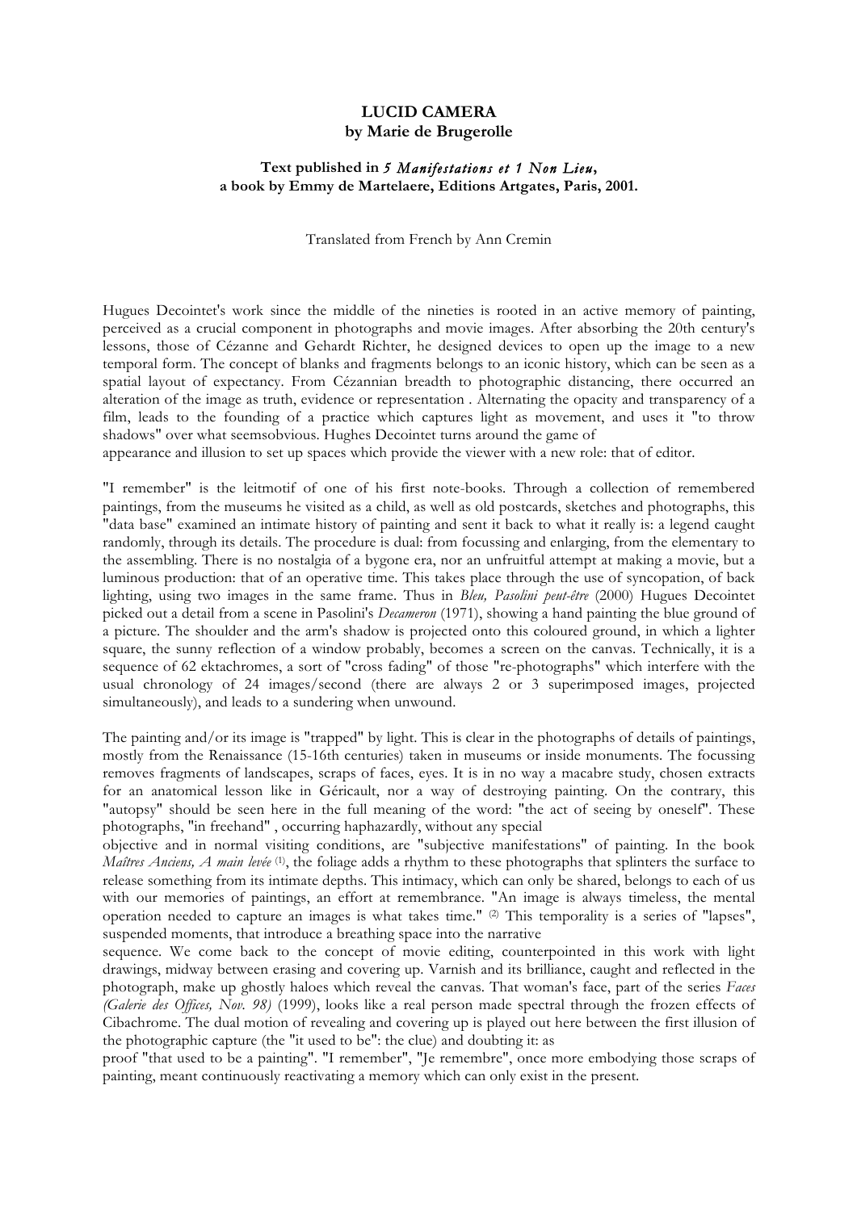**LUCID CAMERA**
**by Marie de Brugerolle**

**Text published in *5 Manifestations et 1 Non Lieu*, a book by Emmy de Martelaere, Editions Artgates, Paris, 2001.**

Translated from French by Ann Cremin

Hugues Decointet's work since the middle of the nineties is rooted in an active memory of painting, perceived as a crucial component in photographs and movie images. After absorbing the 20th century's lessons, those of Cézanne and Gehardt Richter, he designed devices to open up the image to a new temporal form. The concept of blanks and fragments belongs to an iconic history, which can be seen as a spatial layout of expectancy. From Cézannian breadth to photographic distancing, there occurred an alteration of the image as truth, evidence or representation . Alternating the opacity and transparency of a film, leads to the founding of a practice which captures light as movement, and uses it "to throw shadows" over what seemsobvious. Hughes Decointet turns around the game of appearance and illusion to set up spaces which provide the viewer with a new role: that of editor.

"I remember" is the leitmotif of one of his first note-books. Through a collection of remembered paintings, from the museums he visited as a child, as well as old postcards, sketches and photographs, this "data base" examined an intimate history of painting and sent it back to what it really is: a legend caught randomly, through its details. The procedure is dual: from focussing and enlarging, from the elementary to the assembling. There is no nostalgia of a bygone era, nor an unfruitful attempt at making a movie, but a luminous production: that of an operative time. This takes place through the use of syncopation, of back lighting, using two images in the same frame. Thus in *Bleu, Pasolini peut-être* (2000) Hugues Decointet picked out a detail from a scene in Pasolini's *Decameron* (1971), showing a hand painting the blue ground of a picture. The shoulder and the arm's shadow is projected onto this coloured ground, in which a lighter square, the sunny reflection of a window probably, becomes a screen on the canvas. Technically, it is a sequence of 62 ektachromes, a sort of "cross fading" of those "re-photographs" which interfere with the usual chronology of 24 images/second (there are always 2 or 3 superimposed images, projected simultaneously), and leads to a sundering when unwound.

The painting and/or its image is "trapped" by light. This is clear in the photographs of details of paintings, mostly from the Renaissance (15-16th centuries) taken in museums or inside monuments. The focussing removes fragments of landscapes, scraps of faces, eyes. It is in no way a macabre study, chosen extracts for an anatomical lesson like in Géricault, nor a way of destroying painting. On the contrary, this "autopsy" should be seen here in the full meaning of the word: "the act of seeing by oneself". These photographs, "in freehand" , occurring haphazardly, without any special objective and in normal visiting conditions, are "subjective manifestations" of painting. In the book *Maîtres Anciens, A main levée* [1], the foliage adds a rhythm to these photographs that splinters the surface to release something from its intimate depths. This intimacy, which can only be shared, belongs to each of us with our memories of paintings, an effort at remembrance. "An image is always timeless, the mental operation needed to capture an images is what takes time." [2] This temporality is a series of "lapses", suspended moments, that introduce a breathing space into the narrative sequence. We come back to the concept of movie editing, counterpointed in this work with light drawings, midway between erasing and covering up. Varnish and its brilliance, caught and reflected in the photograph, make up ghostly haloes which reveal the canvas. That woman's face, part of the series *Faces (Galerie des Offices, Nov. 98)* (1999), looks like a real person made spectral through the frozen effects of Cibachrome. The dual motion of revealing and covering up is played out here between the first illusion of the photographic capture (the "it used to be": the clue) and doubting it: as proof "that used to be a painting". "I remember", "Je remembre", once more embodying those scraps of painting, meant continuously reactivating a memory which can only exist in the present.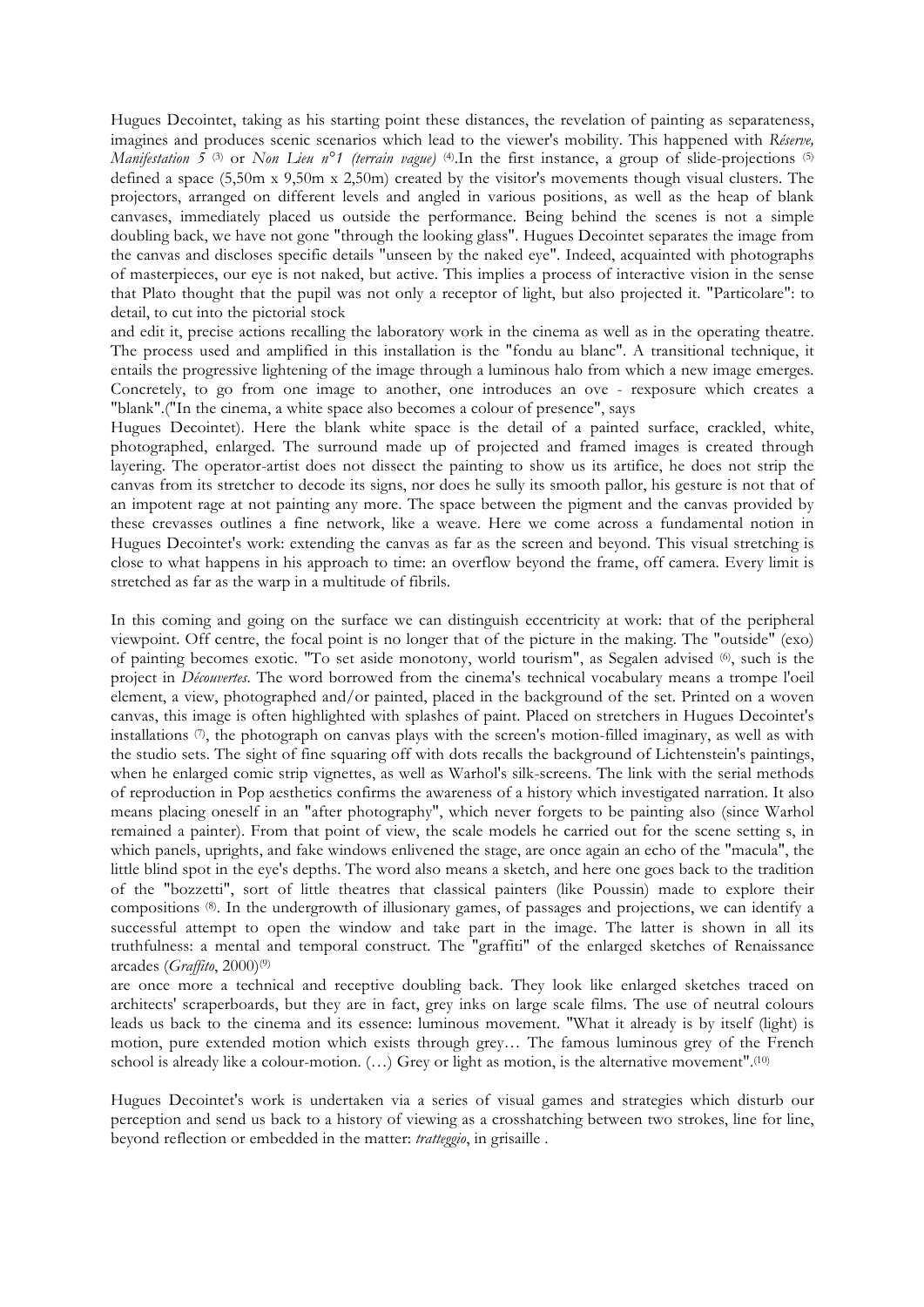Hugues Decointet, taking as his starting point these distances, the revelation of painting as separateness, imagines and produces scenic scenarios which lead to the viewer's mobility. This happened with *Réserve, Manifestation 5* [3] or *Non Lieu n°1 (terrain vague)* [4].In the first instance, a group of slide-projections [5] defined a space (5,50m x 9,50m x 2,50m) created by the visitor's movements though visual clusters. The projectors, arranged on different levels and angled in various positions, as well as the heap of blank canvases, immediately placed us outside the performance. Being behind the scenes is not a simple doubling back, we have not gone "through the looking glass". Hugues Decointet separates the image from the canvas and discloses specific details "unseen by the naked eye". Indeed, acquainted with photographs of masterpieces, our eye is not naked, but active. This implies a process of interactive vision in the sense that Plato thought that the pupil was not only a receptor of light, but also projected it. "Particolare": to detail, to cut into the pictorial stock and edit it, precise actions recalling the laboratory work in the cinema as well as in the operating theatre. The process used and amplified in this installation is the "fondu au blanc". A transitional technique, it entails the progressive lightening of the image through a luminous halo from which a new image emerges. Concretely, to go from one image to another, one introduces an ove - rexposure which creates a "blank".("In the cinema, a white space also becomes a colour of presence", says Hugues Decointet). Here the blank white space is the detail of a painted surface, crackled, white, photographed, enlarged. The surround made up of projected and framed images is created through layering. The operator-artist does not dissect the painting to show us its artifice, he does not strip the canvas from its stretcher to decode its signs, nor does he sully its smooth pallor, his gesture is not that of an impotent rage at not painting any more. The space between the pigment and the canvas provided by these crevasses outlines a fine network, like a weave. Here we come across a fundamental notion in Hugues Decointet's work: extending the canvas as far as the screen and beyond. This visual stretching is close to what happens in his approach to time: an overflow beyond the frame, off camera. Every limit is stretched as far as the warp in a multitude of fibrils.

In this coming and going on the surface we can distinguish eccentricity at work: that of the peripheral viewpoint. Off centre, the focal point is no longer that of the picture in the making. The "outside" (exo) of painting becomes exotic. "To set aside monotony, world tourism", as Segalen advised [6], such is the project in *Découvertes*. The word borrowed from the cinema's technical vocabulary means a trompe l'oeil element, a view, photographed and/or painted, placed in the background of the set. Printed on a woven canvas, this image is often highlighted with splashes of paint. Placed on stretchers in Hugues Decointet's installations [7], the photograph on canvas plays with the screen's motion-filled imaginary, as well as with the studio sets. The sight of fine squaring off with dots recalls the background of Lichtenstein's paintings, when he enlarged comic strip vignettes, as well as Warhol's silk-screens. The link with the serial methods of reproduction in Pop aesthetics confirms the awareness of a history which investigated narration. It also means placing oneself in an "after photography", which never forgets to be painting also (since Warhol remained a painter). From that point of view, the scale models he carried out for the scene setting s, in which panels, uprights, and fake windows enlivened the stage, are once again an echo of the "macula", the little blind spot in the eye's depths. The word also means a sketch, and here one goes back to the tradition of the "bozzetti", sort of little theatres that classical painters (like Poussin) made to explore their compositions [8]. In the undergrowth of illusionary games, of passages and projections, we can identify a successful attempt to open the window and take part in the image. The latter is shown in all its truthfulness: a mental and temporal construct. The "graffiti" of the enlarged sketches of Renaissance arcades (*Graffito*, 2000)[9] are once more a technical and receptive doubling back. They look like enlarged sketches traced on architects' scraperboards, but they are in fact, grey inks on large scale films. The use of neutral colours leads us back to the cinema and its essence: luminous movement. "What it already is by itself (light) is motion, pure extended motion which exists through grey… The famous luminous grey of the French school is already like a colour-motion. (…) Grey or light as motion, is the alternative movement".[10]

Hugues Decointet's work is undertaken via a series of visual games and strategies which disturb our perception and send us back to a history of viewing as a crosshatching between two strokes, line for line, beyond reflection or embedded in the matter: *tratteggio*, in grisaille .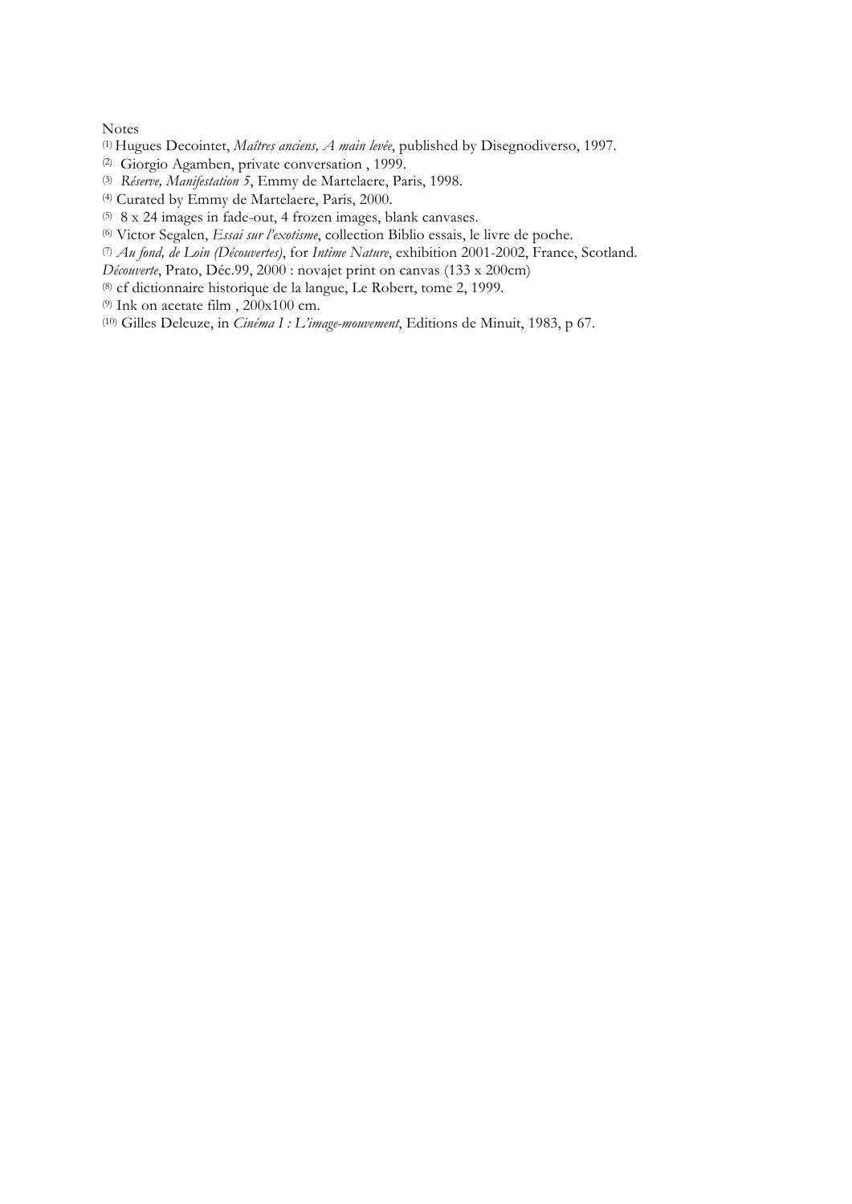Notes

[1] Hugues Decointet, *Maîtres anciens, A main levée*, published by Disegnodiverso, 1997.

[2] Giorgio Agamben, private conversation , 1999.

[3] *Réserve, Manifestation 5*, Emmy de Martelaere, Paris, 1998.

[4] Curated by Emmy de Martelaere, Paris, 2000.

[5] 8 x 24 images in fade-out, 4 frozen images, blank canvases.

[6] Victor Segalen, *Essai sur l'exotisme*, collection Biblio essais, le livre de poche.

[7] *Au fond, de Loin (Découvertes)*, for *Intime Nature*, exhibition 2001-2002, France, Scotland.
*Découverte*, Prato, Déc.99, 2000 : novajet print on canvas (133 x 200cm)

[8] cf dictionnaire historique de la langue, Le Robert, tome 2, 1999.

[9] Ink on acetate film , 200x100 cm.

[10] Gilles Deleuze, in *Cinéma I : L'image-mouvement*, Editions de Minuit, 1983, p 67.